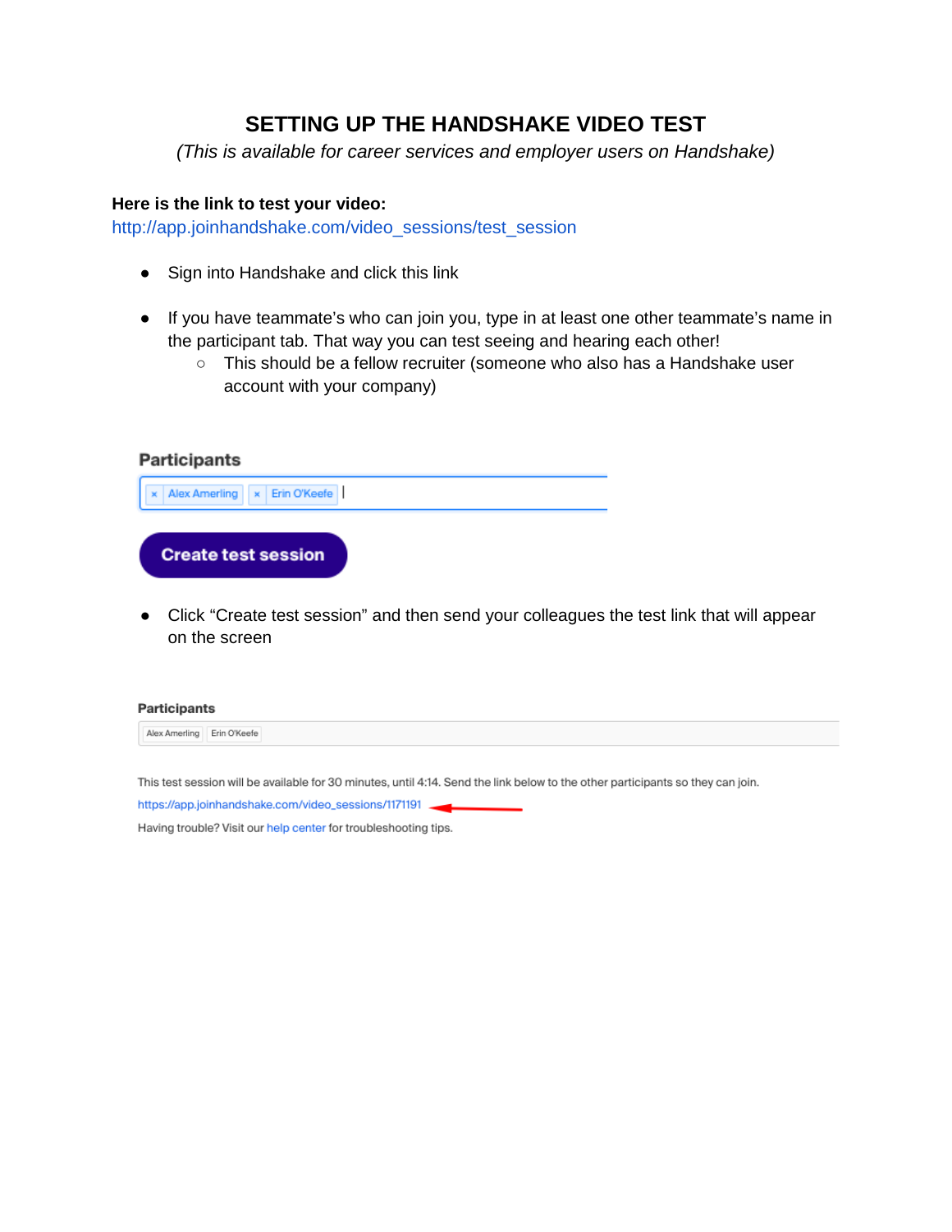# SETTING UP THE HANDSHAKE VIDEO TEST

*(This is available for career services and employer users on Handshake)*

**Here is the link to test your video:**
http://app.joinhandshake.com/video_sessions/test_session

- Sign into Handshake and click this link
- If you have teammate's who can join you, type in at least one other teammate's name in the participant tab. That way you can test seeing and hearing each other!
  - This should be a fellow recruiter (someone who also has a Handshake user account with your company)

**Participants**

× Alex Amerling × Erin O'Keefe

**Create test session**

- Click "Create test session" and then send your colleagues the test link that will appear on the screen

**Participants**

Alex Amerling Erin O'Keefe

This test session will be available for 30 minutes, until 4:14. Send the link below to the other participants so they can join.

https://app.joinhandshake.com/video_sessions/1171191

Having trouble? Visit our help center for troubleshooting tips.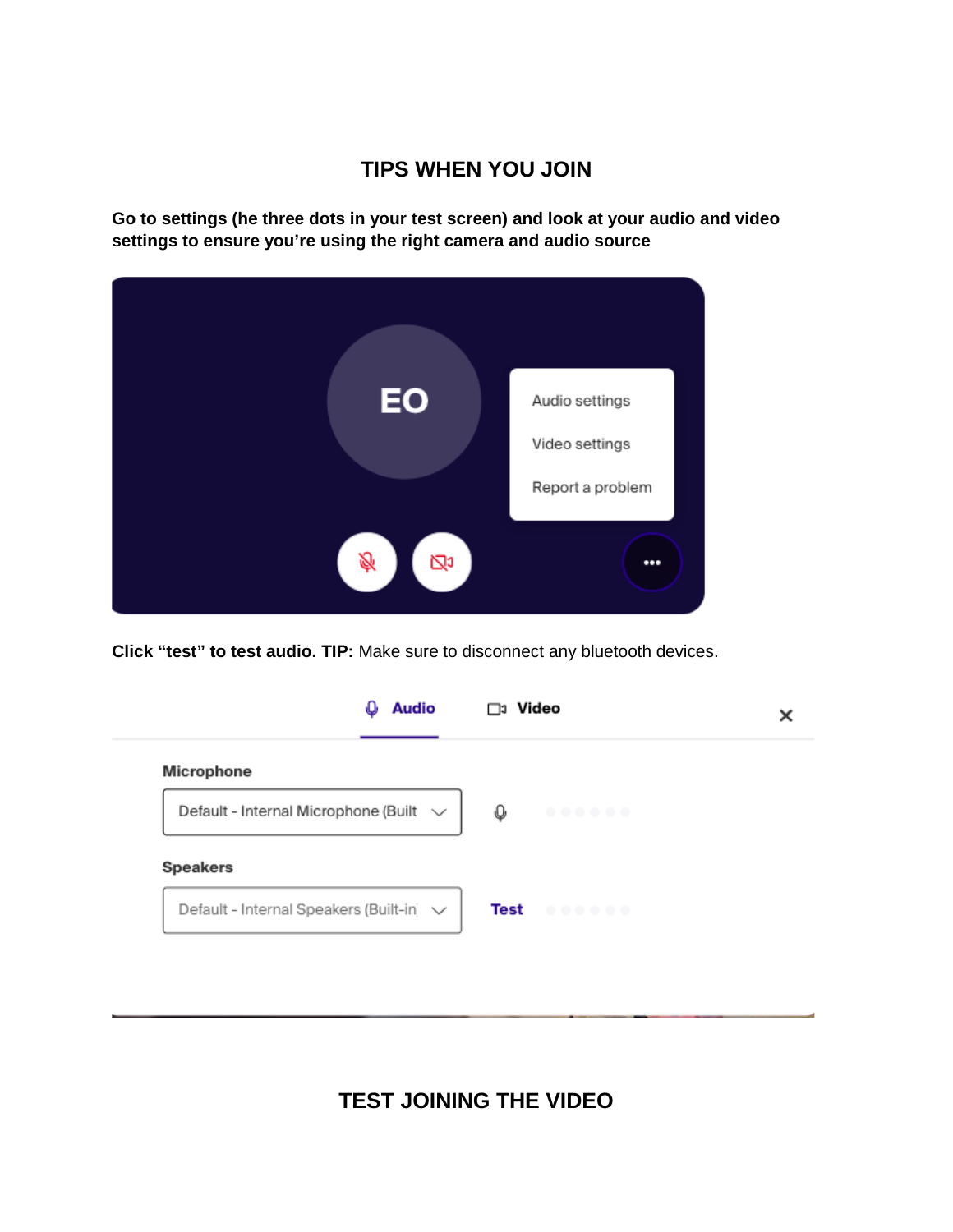## TIPS WHEN YOU JOIN

**Go to settings (he three dots in your test screen) and look at your audio and video settings to ensure you're using the right camera and audio source**

**Click "test" to test audio. TIP:** Make sure to disconnect any bluetooth devices.

## TEST JOINING THE VIDEO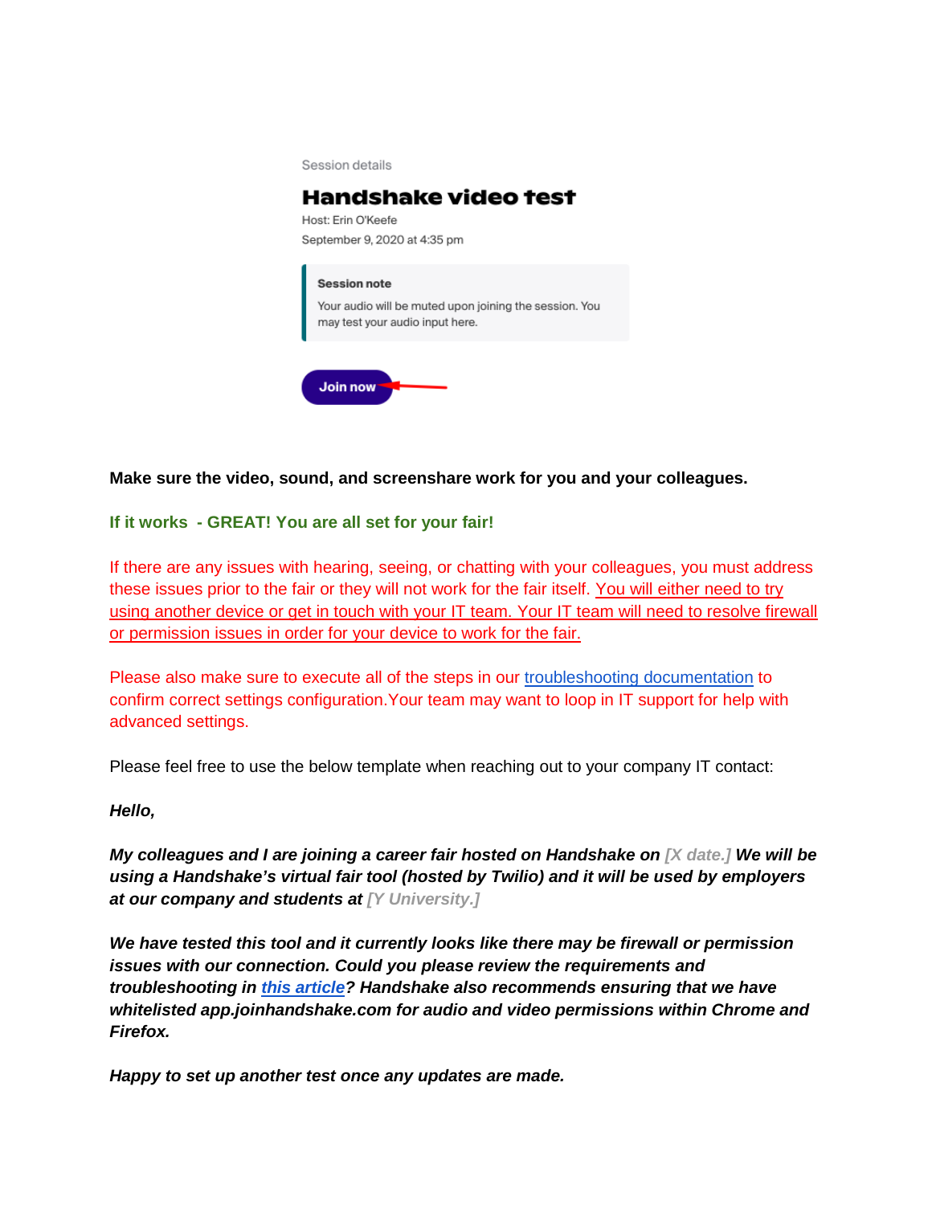Session details

**Handshake video test**

Host: Erin O'Keefe

September 9, 2020 at 4:35 pm

**Session note**

Your audio will be muted upon joining the session. You may test your audio input here.

Join now

**Make sure the video, sound, and screenshare work for you and your colleagues.**

**If it works - GREAT! You are all set for your fair!**

If there are any issues with hearing, seeing, or chatting with your colleagues, you must address these issues prior to the fair or they will not work for the fair itself. You will either need to try using another device or get in touch with your IT team. Your IT team will need to resolve firewall or permission issues in order for your device to work for the fair.

Please also make sure to execute all of the steps in our troubleshooting documentation to confirm correct settings configuration.Your team may want to loop in IT support for help with advanced settings.

Please feel free to use the below template when reaching out to your company IT contact:

***Hello,***

***My colleagues and I are joining a career fair hosted on Handshake on*** *[X date.]* ***We will be using a Handshake's virtual fair tool (hosted by Twilio) and it will be used by employers at our company and students at*** *[Y University.]*

***We have tested this tool and it currently looks like there may be firewall or permission issues with our connection. Could you please review the requirements and troubleshooting in this article? Handshake also recommends ensuring that we have whitelisted app.joinhandshake.com for audio and video permissions within Chrome and Firefox.***

***Happy to set up another test once any updates are made.***